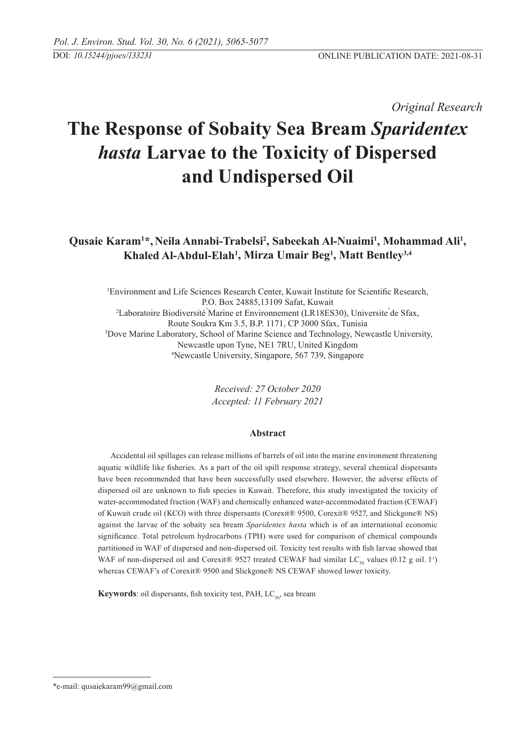*Original Research*

# The Response of Sobaity Sea Bream *Sparidentex hasta* Larvae to the Toxicity of Dispersed and Undispersed Oil

**Qusaie Karam[1]*, Neila Annabi-Trabelsi[2], Sabeekah Al-Nuaimi[1], Mohammad Ali[1], Khaled Al-Abdul-Elah[1], Mirza Umair Beg[1], Matt Bentley[3,4]**

[1]Environment and Life Sciences Research Center, Kuwait Institute for Scientific Research, P.O. Box 24885,13109 Safat, Kuwait
[2]Laboratoire Biodiversité Marine et Environnement (LR18ES30), Université de Sfax, Route Soukra Km 3.5, B.P. 1171, CP 3000 Sfax, Tunisia
[3]Dove Marine Laboratory, School of Marine Science and Technology, Newcastle University, Newcastle upon Tyne, NE1 7RU, United Kingdom
[4]Newcastle University, Singapore, 567 739, Singapore

*Received: 27 October 2020*
*Accepted: 11 February 2021*

## Abstract

Accidental oil spillages can release millions of barrels of oil into the marine environment threatening aquatic wildlife like fisheries. As a part of the oil spill response strategy, several chemical dispersants have been recommended that have been successfully used elsewhere. However, the adverse effects of dispersed oil are unknown to fish species in Kuwait. Therefore, this study investigated the toxicity of water-accommodated fraction (WAF) and chemically enhanced water-accommodated fraction (CEWAF) of Kuwait crude oil (KCO) with three dispersants (Corexit® 9500, Corexit® 9527, and Slickgone® NS) against the larvae of the sobaity sea bream *Sparidentex hasta* which is of an international economic significance. Total petroleum hydrocarbons (TPH) were used for comparison of chemical compounds partitioned in WAF of dispersed and non-dispersed oil. Toxicity test results with fish larvae showed that WAF of non-dispersed oil and Corexit® 9527 treated CEWAF had similar $LC_{50}$ values (0.12 g oil. $l^{-1}$) whereas CEWAF's of Corexit® 9500 and Slickgone® NS CEWAF showed lower toxicity.

**Keywords**: oil dispersants, fish toxicity test, PAH, $LC_{50}$, sea bream

---

*e-mail: qusaiekaram99@gmail.com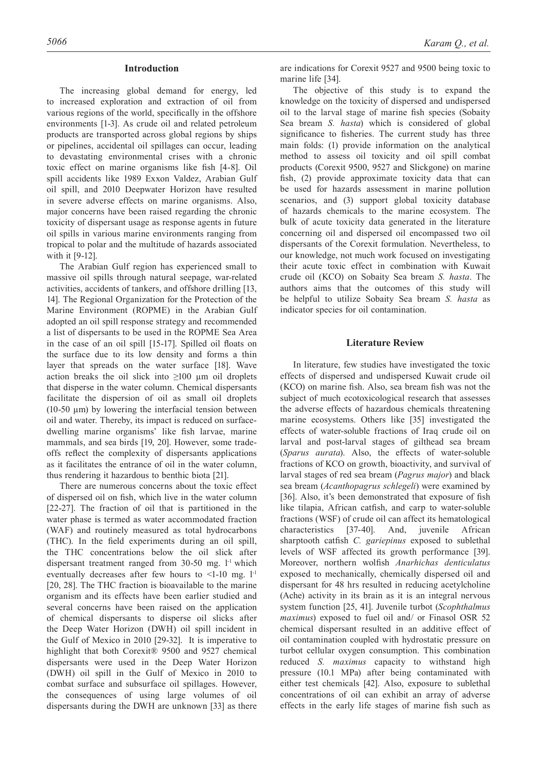## Introduction

The increasing global demand for energy, led to increased exploration and extraction of oil from various regions of the world, specifically in the offshore environments [1-3]. As crude oil and related petroleum products are transported across global regions by ships or pipelines, accidental oil spillages can occur, leading to devastating environmental crises with a chronic toxic effect on marine organisms like fish [4-8]. Oil spill accidents like 1989 Exxon Valdez, Arabian Gulf oil spill, and 2010 Deepwater Horizon have resulted in severe adverse effects on marine organisms. Also, major concerns have been raised regarding the chronic toxicity of dispersant usage as response agents in future oil spills in various marine environments ranging from tropical to polar and the multitude of hazards associated with it [9-12].

The Arabian Gulf region has experienced small to massive oil spills through natural seepage, war-related activities, accidents of tankers, and offshore drilling [13, 14]. The Regional Organization for the Protection of the Marine Environment (ROPME) in the Arabian Gulf adopted an oil spill response strategy and recommended a list of dispersants to be used in the ROPME Sea Area in the case of an oil spill [15-17]. Spilled oil floats on the surface due to its low density and forms a thin layer that spreads on the water surface [18]. Wave action breaks the oil slick into ≥100 µm oil droplets that disperse in the water column. Chemical dispersants facilitate the dispersion of oil as small oil droplets (10-50 µm) by lowering the interfacial tension between oil and water. Thereby, its impact is reduced on surface-dwelling marine organisms' like fish larvae, marine mammals, and sea birds [19, 20]. However, some trade-offs reflect the complexity of dispersants applications as it facilitates the entrance of oil in the water column, thus rendering it hazardous to benthic biota [21].

There are numerous concerns about the toxic effect of dispersed oil on fish, which live in the water column [22-27]. The fraction of oil that is partitioned in the water phase is termed as water accommodated fraction (WAF) and routinely measured as total hydrocarbons (THC). In the field experiments during an oil spill, the THC concentrations below the oil slick after dispersant treatment ranged from 30-50 mg. $l^{-1}$ which eventually decreases after few hours to <1-10 mg. $l^{-1}$ [20, 28]. The THC fraction is bioavailable to the marine organism and its effects have been earlier studied and several concerns have been raised on the application of chemical dispersants to disperse oil slicks after the Deep Water Horizon (DWH) oil spill incident in the Gulf of Mexico in 2010 [29-32]. It is imperative to highlight that both Corexit® 9500 and 9527 chemical dispersants were used in the Deep Water Horizon (DWH) oil spill in the Gulf of Mexico in 2010 to combat surface and subsurface oil spillages. However, the consequences of using large volumes of oil dispersants during the DWH are unknown [33] as there are indications for Corexit 9527 and 9500 being toxic to marine life [34].

The objective of this study is to expand the knowledge on the toxicity of dispersed and undispersed oil to the larval stage of marine fish species (Sobaity Sea bream *S. hasta*) which is considered of global significance to fisheries. The current study has three main folds: (1) provide information on the analytical method to assess oil toxicity and oil spill combat products (Corexit 9500, 9527 and Slickgone) on marine fish, (2) provide approximate toxicity data that can be used for hazards assessment in marine pollution scenarios, and (3) support global toxicity database of hazards chemicals to the marine ecosystem. The bulk of acute toxicity data generated in the literature concerning oil and dispersed oil encompassed two oil dispersants of the Corexit formulation. Nevertheless, to our knowledge, not much work focused on investigating their acute toxic effect in combination with Kuwait crude oil (KCO) on Sobaity Sea bream *S. hasta*. The authors aims that the outcomes of this study will be helpful to utilize Sobaity Sea bream *S. hasta* as indicator species for oil contamination.

## Literature Review

In literature, few studies have investigated the toxic effects of dispersed and undispersed Kuwait crude oil (KCO) on marine fish. Also, sea bream fish was not the subject of much ecotoxicological research that assesses the adverse effects of hazardous chemicals threatening marine ecosystems. Others like [35] investigated the effects of water-soluble fractions of Iraq crude oil on larval and post-larval stages of gilthead sea bream (*Sparus aurata*). Also, the effects of water-soluble fractions of KCO on growth, bioactivity, and survival of larval stages of red sea bream (*Pagrus major*) and black sea bream (*Acanthopagrus schlegeli*) were examined by [36]. Also, it's been demonstrated that exposure of fish like tilapia, African catfish, and carp to water-soluble fractions (WSF) of crude oil can affect its hematological characteristics [37-40]. And, juvenile African sharptooth catfish *C. gariepinus* exposed to sublethal levels of WSF affected its growth performance [39]. Moreover, northern wolfish *Anarhichas denticulatus* exposed to mechanically, chemically dispersed oil and dispersant for 48 hrs resulted in reducing acetylcholine (Ache) activity in its brain as it is an integral nervous system function [25, 41]. Juvenile turbot (*Scophthalmus maximus*) exposed to fuel oil and/ or Finasol OSR 52 chemical dispersant resulted in an additive effect of oil contamination coupled with hydrostatic pressure on turbot cellular oxygen consumption. This combination reduced *S. maximus* capacity to withstand high pressure (10.1 MPa) after being contaminated with either test chemicals [42]. Also, exposure to sublethal concentrations of oil can exhibit an array of adverse effects in the early life stages of marine fish such as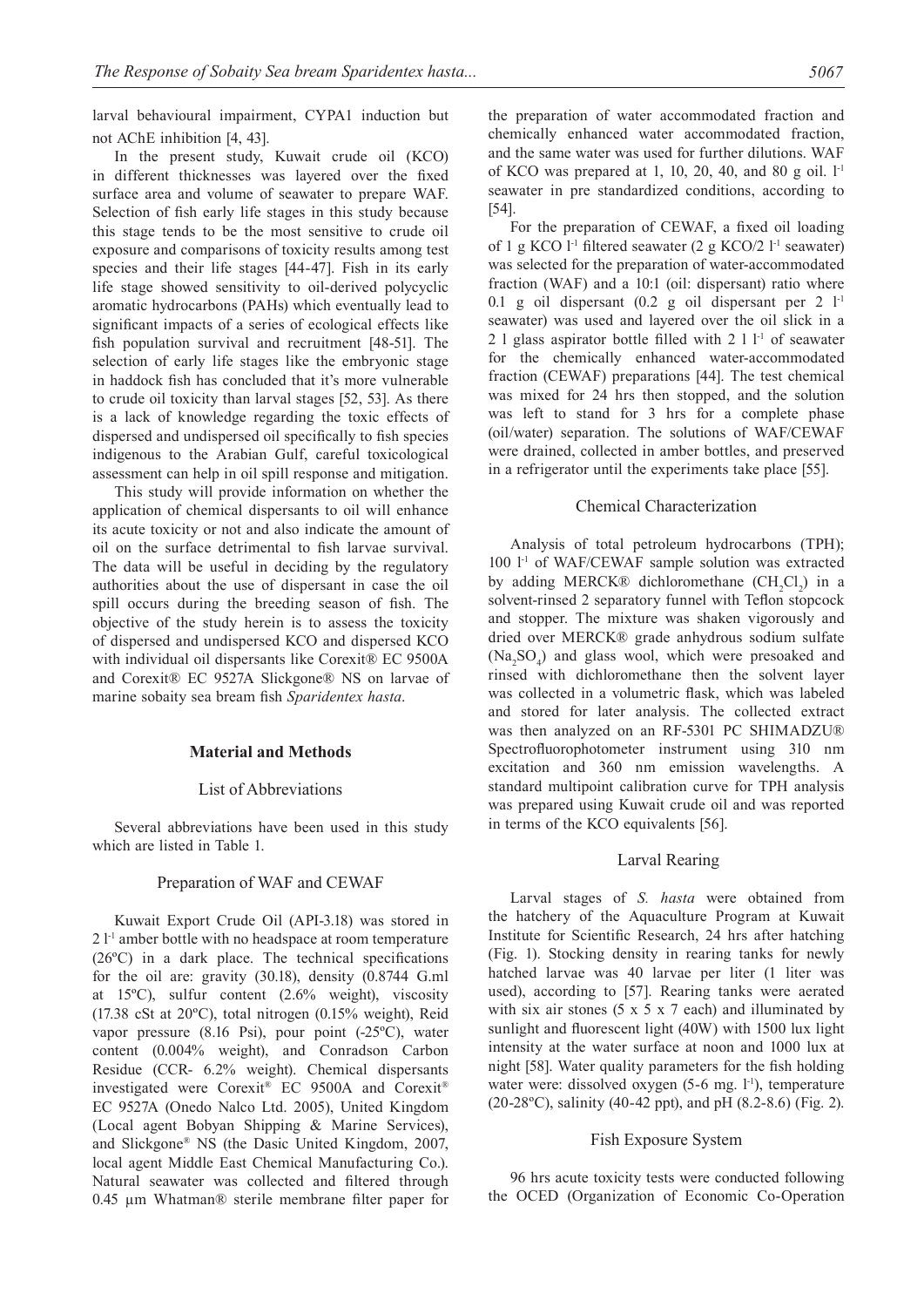larval behavioural impairment, CYPA1 induction but not AChE inhibition [4, 43].

In the present study, Kuwait crude oil (KCO) in different thicknesses was layered over the fixed surface area and volume of seawater to prepare WAF. Selection of fish early life stages in this study because this stage tends to be the most sensitive to crude oil exposure and comparisons of toxicity results among test species and their life stages [44-47]. Fish in its early life stage showed sensitivity to oil-derived polycyclic aromatic hydrocarbons (PAHs) which eventually lead to significant impacts of a series of ecological effects like fish population survival and recruitment [48-51]. The selection of early life stages like the embryonic stage in haddock fish has concluded that it's more vulnerable to crude oil toxicity than larval stages [52, 53]. As there is a lack of knowledge regarding the toxic effects of dispersed and undispersed oil specifically to fish species indigenous to the Arabian Gulf, careful toxicological assessment can help in oil spill response and mitigation.

This study will provide information on whether the application of chemical dispersants to oil will enhance its acute toxicity or not and also indicate the amount of oil on the surface detrimental to fish larvae survival. The data will be useful in deciding by the regulatory authorities about the use of dispersant in case the oil spill occurs during the breeding season of fish. The objective of the study herein is to assess the toxicity of dispersed and undispersed KCO and dispersed KCO with individual oil dispersants like Corexit® EC 9500A and Corexit® EC 9527A Slickgone® NS on larvae of marine sobaity sea bream fish *Sparidentex hasta*.

## Material and Methods

### List of Abbreviations

Several abbreviations have been used in this study which are listed in Table 1.

### Preparation of WAF and CEWAF

Kuwait Export Crude Oil (API-3.18) was stored in 2 $l^{-1}$ amber bottle with no headspace at room temperature (26ºC) in a dark place. The technical specifications for the oil are: gravity (30.18), density (0.8744 G.ml at 15ºC), sulfur content (2.6% weight), viscosity (17.38 cSt at 20ºC), total nitrogen (0.15% weight), Reid vapor pressure (8.16 Psi), pour point (-25ºC), water content (0.004% weight), and Conradson Carbon Residue (CCR- 6.2% weight). Chemical dispersants investigated were Corexit® EC 9500A and Corexit® EC 9527A (Onedo Nalco Ltd. 2005), United Kingdom (Local agent Bobyan Shipping & Marine Services), and Slickgone® NS (the Dasic United Kingdom, 2007, local agent Middle East Chemical Manufacturing Co.). Natural seawater was collected and filtered through 0.45 µm Whatman® sterile membrane filter paper for the preparation of water accommodated fraction and chemically enhanced water accommodated fraction, and the same water was used for further dilutions. WAF of KCO was prepared at 1, 10, 20, 40, and 80 g oil. $l^{-1}$ seawater in pre standardized conditions, according to [54].

For the preparation of CEWAF, a fixed oil loading of 1 g KCO $l^{-1}$ filtered seawater (2 g KCO/2 $l^{-1}$ seawater) was selected for the preparation of water-accommodated fraction (WAF) and a 10:1 (oil: dispersant) ratio where 0.1 g oil dispersant (0.2 g oil dispersant per 2 $l^{-1}$ seawater) was used and layered over the oil slick in a 2 l glass aspirator bottle filled with 2 l $l^{-1}$ of seawater for the chemically enhanced water-accommodated fraction (CEWAF) preparations [44]. The test chemical was mixed for 24 hrs then stopped, and the solution was left to stand for 3 hrs for a complete phase (oil/water) separation. The solutions of WAF/CEWAF were drained, collected in amber bottles, and preserved in a refrigerator until the experiments take place [55].

### Chemical Characterization

Analysis of total petroleum hydrocarbons (TPH); 100 $l^{-1}$ of WAF/CEWAF sample solution was extracted by adding MERCK® dichloromethane ($CH_2Cl_2$) in a solvent-rinsed 2 separatory funnel with Teflon stopcock and stopper. The mixture was shaken vigorously and dried over MERCK® grade anhydrous sodium sulfate ($Na_2SO_4$) and glass wool, which were presoaked and rinsed with dichloromethane then the solvent layer was collected in a volumetric flask, which was labeled and stored for later analysis. The collected extract was then analyzed on an RF-5301 PC SHIMADZU® Spectrofluorophotometer instrument using 310 nm excitation and 360 nm emission wavelengths. A standard multipoint calibration curve for TPH analysis was prepared using Kuwait crude oil and was reported in terms of the KCO equivalents [56].

### Larval Rearing

Larval stages of *S. hasta* were obtained from the hatchery of the Aquaculture Program at Kuwait Institute for Scientific Research, 24 hrs after hatching (Fig. 1). Stocking density in rearing tanks for newly hatched larvae was 40 larvae per liter (1 liter was used), according to [57]. Rearing tanks were aerated with six air stones (5 x 5 x 7 each) and illuminated by sunlight and fluorescent light (40W) with 1500 lux light intensity at the water surface at noon and 1000 lux at night [58]. Water quality parameters for the fish holding water were: dissolved oxygen (5-6 mg. $l^{-1}$), temperature (20-28ºC), salinity (40-42 ppt), and pH (8.2-8.6) (Fig. 2).

### Fish Exposure System

96 hrs acute toxicity tests were conducted following the OCED (Organization of Economic Co-Operation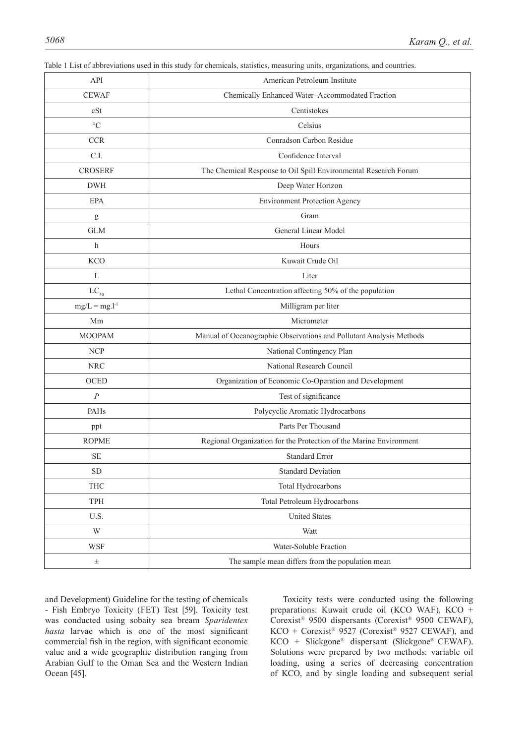Table 1 List of abbreviations used in this study for chemicals, statistics, measuring units, organizations, and countries.

| | |
|---|---|
| API | American Petroleum Institute |
| CEWAF | Chemically Enhanced Water–Accommodated Fraction |
| cSt | Centistokes |
| °C | Celsius |
| CCR | Conradson Carbon Residue |
| C.I. | Confidence Interval |
| CROSERF | The Chemical Response to Oil Spill Environmental Research Forum |
| DWH | Deep Water Horizon |
| EPA | Environment Protection Agency |
| g | Gram |
| GLM | General Linear Model |
| h | Hours |
| KCO | Kuwait Crude Oil |
| L | Liter |
| $LC_{50}$ | Lethal Concentration affecting 50% of the population |
| mg/L = $mg.l^{-1}$ | Milligram per liter |
| Mm | Micrometer |
| MOOPAM | Manual of Oceanographic Observations and Pollutant Analysis Methods |
| NCP | National Contingency Plan |
| NRC | National Research Council |
| OCED | Organization of Economic Co-Operation and Development |
| $P$ | Test of significance |
| PAHs | Polycyclic Aromatic Hydrocarbons |
| ppt | Parts Per Thousand |
| ROPME | Regional Organization for the Protection of the Marine Environment |
| SE | Standard Error |
| SD | Standard Deviation |
| THC | Total Hydrocarbons |
| TPH | Total Petroleum Hydrocarbons |
| U.S. | United States |
| W | Watt |
| WSF | Water-Soluble Fraction |
| ± | The sample mean differs from the population mean |

and Development) Guideline for the testing of chemicals - Fish Embryo Toxicity (FET) Test [59]. Toxicity test was conducted using sobaity sea bream *Sparidentex hasta* larvae which is one of the most significant commercial fish in the region, with significant economic value and a wide geographic distribution ranging from Arabian Gulf to the Oman Sea and the Western Indian Ocean [45].

Toxicity tests were conducted using the following preparations: Kuwait crude oil (KCO WAF), KCO + Corexist® 9500 dispersants (Corexist® 9500 CEWAF), KCO + Corexist® 9527 (Corexist® 9527 CEWAF), and KCO + Slickgone® dispersant (Slickgone® CEWAF). Solutions were prepared by two methods: variable oil loading, using a series of decreasing concentration of KCO, and by single loading and subsequent serial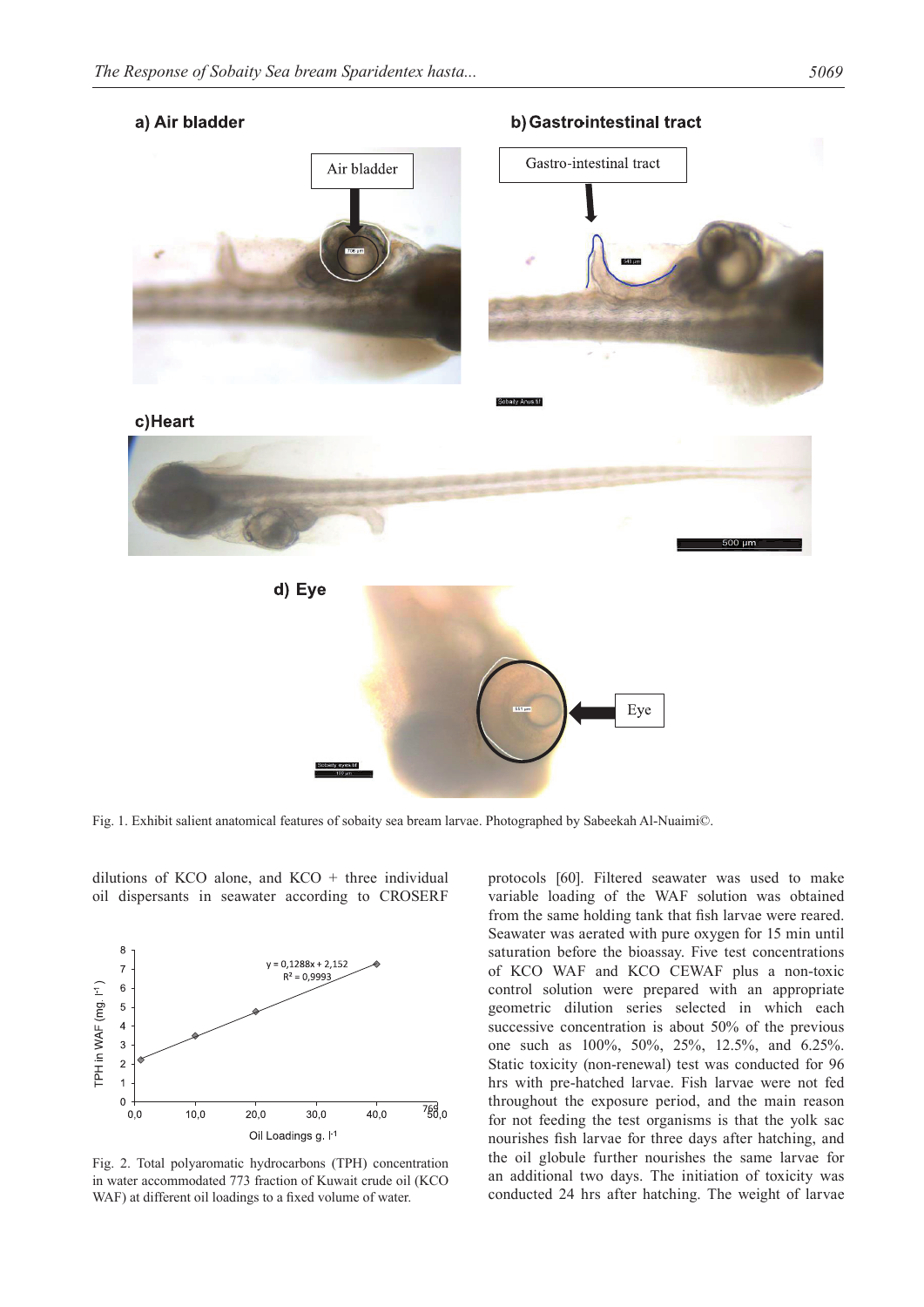Fig. 1. Exhibit salient anatomical features of sobaity sea bream larvae. Photographed by Sabeekah Al-Nuaimi©.

dilutions of KCO alone, and KCO + three individual oil dispersants in seawater according to CROSERF protocols [60]. Filtered seawater was used to make variable loading of the WAF solution was obtained from the same holding tank that fish larvae were reared. Seawater was aerated with pure oxygen for 15 min until saturation before the bioassay. Five test concentrations of KCO WAF and KCO CEWAF plus a non-toxic control solution were prepared with an appropriate geometric dilution series selected in which each successive concentration is about 50% of the previous one such as 100%, 50%, 25%, 12.5%, and 6.25%. Static toxicity (non-renewal) test was conducted for 96 hrs with pre-hatched larvae. Fish larvae were not fed throughout the exposure period, and the main reason for not feeding the test organisms is that the yolk sac nourishes fish larvae for three days after hatching, and the oil globule further nourishes the same larvae for an additional two days. The initiation of toxicity was conducted 24 hrs after hatching. The weight of larvae

Fig. 2. Total polyaromatic hydrocarbons (TPH) concentration in water accommodated 773 fraction of Kuwait crude oil (KCO WAF) at different oil loadings to a fixed volume of water.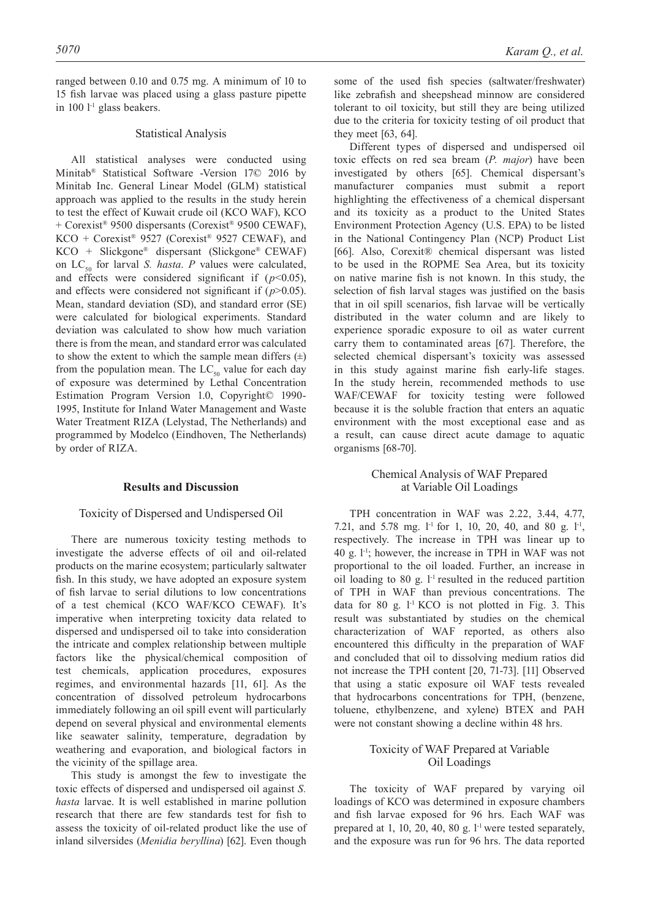ranged between 0.10 and 0.75 mg. A minimum of 10 to 15 fish larvae was placed using a glass pasture pipette in 100 $l^{-1}$ glass beakers.

## Statistical Analysis

All statistical analyses were conducted using Minitab® Statistical Software -Version 17© 2016 by Minitab Inc. General Linear Model (GLM) statistical approach was applied to the results in the study herein to test the effect of Kuwait crude oil (KCO WAF), KCO + Corexist® 9500 dispersants (Corexist® 9500 CEWAF), KCO + Corexist® 9527 (Corexist® 9527 CEWAF), and KCO + Slickgone® dispersant (Slickgone® CEWAF) on $LC_{50}$ for larval *S. hasta*. *P* values were calculated, and effects were considered significant if ($p<0.05$), and effects were considered not significant if ($p>0.05$). Mean, standard deviation (SD), and standard error (SE) were calculated for biological experiments. Standard deviation was calculated to show how much variation there is from the mean, and standard error was calculated to show the extent to which the sample mean differs (±) from the population mean. The $LC_{50}$ value for each day of exposure was determined by Lethal Concentration Estimation Program Version 1.0, Copyright© 1990-1995, Institute for Inland Water Management and Waste Water Treatment RIZA (Lelystad, The Netherlands) and programmed by Modelco (Eindhoven, The Netherlands) by order of RIZA.

## Results and Discussion

### Toxicity of Dispersed and Undispersed Oil

There are numerous toxicity testing methods to investigate the adverse effects of oil and oil-related products on the marine ecosystem; particularly saltwater fish. In this study, we have adopted an exposure system of fish larvae to serial dilutions to low concentrations of a test chemical (KCO WAF/KCO CEWAF). It's imperative when interpreting toxicity data related to dispersed and undispersed oil to take into consideration the intricate and complex relationship between multiple factors like the physical/chemical composition of test chemicals, application procedures, exposures regimes, and environmental hazards [11, 61]. As the concentration of dissolved petroleum hydrocarbons immediately following an oil spill event will particularly depend on several physical and environmental elements like seawater salinity, temperature, degradation by weathering and evaporation, and biological factors in the vicinity of the spillage area.

This study is amongst the few to investigate the toxic effects of dispersed and undispersed oil against *S. hasta* larvae. It is well established in marine pollution research that there are few standards test for fish to assess the toxicity of oil-related product like the use of inland silversides (*Menidia beryllina*) [62]. Even though some of the used fish species (saltwater/freshwater) like zebrafish and sheepshead minnow are considered tolerant to oil toxicity, but still they are being utilized due to the criteria for toxicity testing of oil product that they meet [63, 64].

Different types of dispersed and undispersed oil toxic effects on red sea bream (*P. major*) have been investigated by others [65]. Chemical dispersant's manufacturer companies must submit a report highlighting the effectiveness of a chemical dispersant and its toxicity as a product to the United States Environment Protection Agency (U.S. EPA) to be listed in the National Contingency Plan (NCP) Product List [66]. Also, Corexit® chemical dispersant was listed to be used in the ROPME Sea Area, but its toxicity on native marine fish is not known. In this study, the selection of fish larval stages was justified on the basis that in oil spill scenarios, fish larvae will be vertically distributed in the water column and are likely to experience sporadic exposure to oil as water current carry them to contaminated areas [67]. Therefore, the selected chemical dispersant's toxicity was assessed in this study against marine fish early-life stages. In the study herein, recommended methods to use WAF/CEWAF for toxicity testing were followed because it is the soluble fraction that enters an aquatic environment with the most exceptional ease and as a result, can cause direct acute damage to aquatic organisms [68-70].

### Chemical Analysis of WAF Prepared at Variable Oil Loadings

TPH concentration in WAF was 2.22, 3.44, 4.77, 7.21, and 5.78 mg. $l^{-1}$ for 1, 10, 20, 40, and 80 g. $l^{-1}$, respectively. The increase in TPH was linear up to 40 g. $l^{-1}$; however, the increase in TPH in WAF was not proportional to the oil loaded. Further, an increase in oil loading to 80 g. $l^{-1}$ resulted in the reduced partition of TPH in WAF than previous concentrations. The data for 80 g. $l^{-1}$ KCO is not plotted in Fig. 3. This result was substantiated by studies on the chemical characterization of WAF reported, as others also encountered this difficulty in the preparation of WAF and concluded that oil to dissolving medium ratios did not increase the TPH content [20, 71-73]. [11] Observed that using a static exposure oil WAF tests revealed that hydrocarbons concentrations for TPH, (benzene, toluene, ethylbenzene, and xylene) BTEX and PAH were not constant showing a decline within 48 hrs.

### Toxicity of WAF Prepared at Variable Oil Loadings

The toxicity of WAF prepared by varying oil loadings of KCO was determined in exposure chambers and fish larvae exposed for 96 hrs. Each WAF was prepared at 1, 10, 20, 40, 80 g. $l^{-1}$ were tested separately, and the exposure was run for 96 hrs. The data reported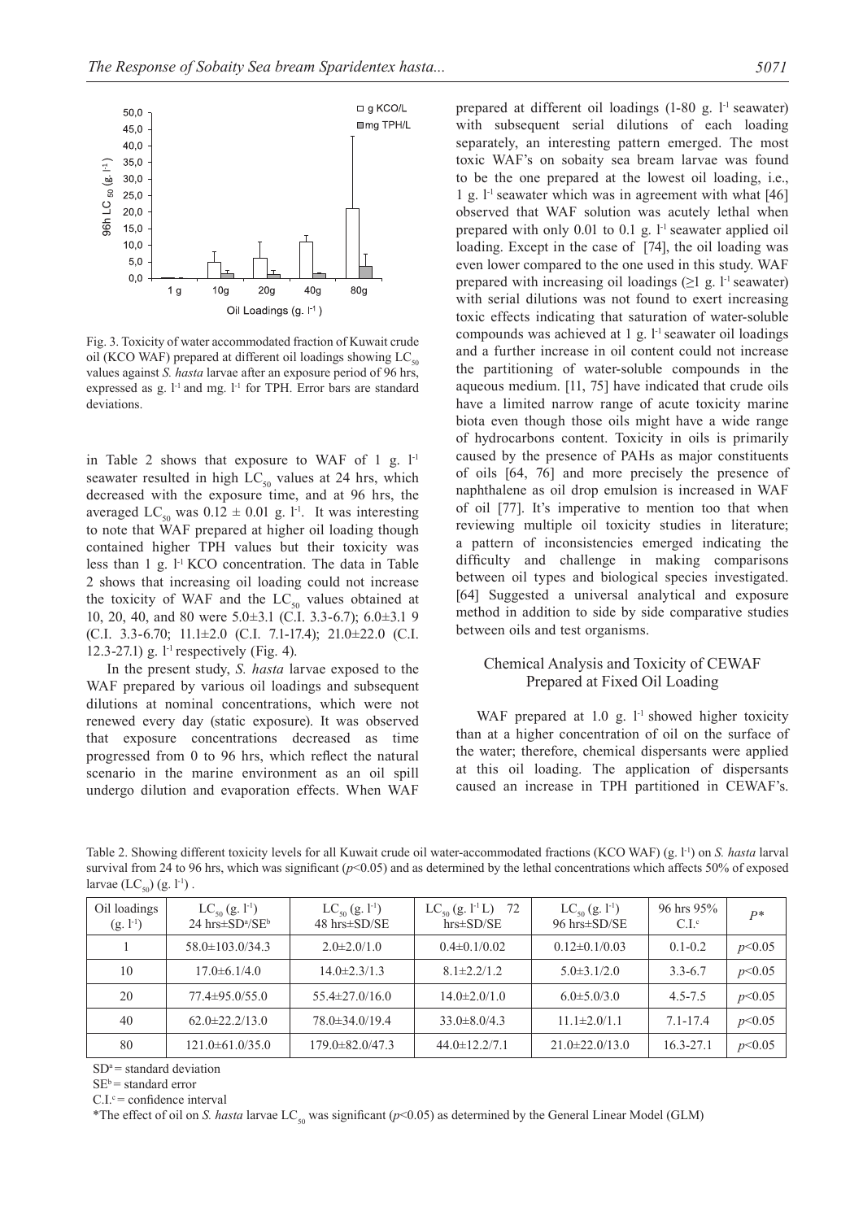Fig. 3. Toxicity of water accommodated fraction of Kuwait crude oil (KCO WAF) prepared at different oil loadings showing $LC_{50}$ values against *S. hasta* larvae after an exposure period of 96 hrs, expressed as g. $l^{-1}$ and mg. $l^{-1}$ for TPH. Error bars are standard deviations.

in Table 2 shows that exposure to WAF of 1 g. $l^{-1}$ seawater resulted in high $LC_{50}$ values at 24 hrs, which decreased with the exposure time, and at 96 hrs, the averaged $LC_{50}$ was $0.12 \pm 0.01$ g. $l^{-1}$. It was interesting to note that WAF prepared at higher oil loading though contained higher TPH values but their toxicity was less than 1 g. $l^{-1}$ KCO concentration. The data in Table 2 shows that increasing oil loading could not increase the toxicity of WAF and the $LC_{50}$ values obtained at 10, 20, 40, and 80 were 5.0±3.1 (C.I. 3.3-6.7); 6.0±3.1 9 (C.I. 3.3-6.70; 11.1±2.0 (C.I. 7.1-17.4); 21.0±22.0 (C.I. 12.3-27.1) g. $l^{-1}$ respectively (Fig. 4).

In the present study, *S. hasta* larvae exposed to the WAF prepared by various oil loadings and subsequent dilutions at nominal concentrations, which were not renewed every day (static exposure). It was observed that exposure concentrations decreased as time progressed from 0 to 96 hrs, which reflect the natural scenario in the marine environment as an oil spill undergo dilution and evaporation effects. When WAF prepared at different oil loadings (1-80 g. $l^{-1}$ seawater) with subsequent serial dilutions of each loading separately, an interesting pattern emerged. The most toxic WAF's on sobaity sea bream larvae was found to be the one prepared at the lowest oil loading, i.e., 1 g. $l^{-1}$ seawater which was in agreement with what [46] observed that WAF solution was acutely lethal when prepared with only 0.01 to 0.1 g. $l^{-1}$ seawater applied oil loading. Except in the case of [74], the oil loading was even lower compared to the one used in this study. WAF prepared with increasing oil loadings (≥1 g. $l^{-1}$ seawater) with serial dilutions was not found to exert increasing toxic effects indicating that saturation of water-soluble compounds was achieved at 1 g. $l^{-1}$ seawater oil loadings and a further increase in oil content could not increase the partitioning of water-soluble compounds in the aqueous medium. [11, 75] have indicated that crude oils have a limited narrow range of acute toxicity marine biota even though those oils might have a wide range of hydrocarbons content. Toxicity in oils is primarily caused by the presence of PAHs as major constituents of oils [64, 76] and more precisely the presence of naphthalene as oil drop emulsion is increased in WAF of oil [77]. It's imperative to mention too that when reviewing multiple oil toxicity studies in literature; a pattern of inconsistencies emerged indicating the difficulty and challenge in making comparisons between oil types and biological species investigated. [64] Suggested a universal analytical and exposure method in addition to side by side comparative studies between oils and test organisms.

## Chemical Analysis and Toxicity of CEWAF Prepared at Fixed Oil Loading

WAF prepared at 1.0 g. $l^{-1}$ showed higher toxicity than at a higher concentration of oil on the surface of the water; therefore, chemical dispersants were applied at this oil loading. The application of dispersants caused an increase in TPH partitioned in CEWAF's.

Table 2. Showing different toxicity levels for all Kuwait crude oil water-accommodated fractions (KCO WAF) (g. $l^{-1}$) on *S. hasta* larval survival from 24 to 96 hrs, which was significant ($p<0.05$) and as determined by the lethal concentrations which affects 50% of exposed larvae ($LC_{50}$) (g. $l^{-1}$) .

| Oil loadings (g. $l^{-1}$) | $LC_{50}$ (g. $l^{-1}$) 24 hrs±SD[a]/SE[b] | $LC_{50}$ (g. $l^{-1}$) 48 hrs±SD/SE | $LC_{50}$ (g. $l^{-1}$L) 72 hrs±SD/SE | $LC_{50}$ (g. $l^{-1}$) 96 hrs±SD/SE | 96 hrs 95% C.I.[c] | $P$* |
|---|---|---|---|---|---|---|
| 1 | 58.0±103.0/34.3 | 2.0±2.0/1.0 | 0.4±0.1/0.02 | 0.12±0.1/0.03 | 0.1-0.2 | $p<0.05$ |
| 10 | 17.0±6.1/4.0 | 14.0±2.3/1.3 | 8.1±2.2/1.2 | 5.0±3.1/2.0 | 3.3-6.7 | $p<0.05$ |
| 20 | 77.4±95.0/55.0 | 55.4±27.0/16.0 | 14.0±2.0/1.0 | 6.0±5.0/3.0 | 4.5-7.5 | $p<0.05$ |
| 40 | 62.0±22.2/13.0 | 78.0±34.0/19.4 | 33.0±8.0/4.3 | 11.1±2.0/1.1 | 7.1-17.4 | $p<0.05$ |
| 80 | 121.0±61.0/35.0 | 179.0±82.0/47.3 | 44.0±12.2/7.1 | 21.0±22.0/13.0 | 16.3-27.1 | $p<0.05$ |

SD[a] = standard deviation

SE[b] = standard error

C.I.[c] = confidence interval

*The effect of oil on *S. hasta* larvae $LC_{50}$ was significant ($p<0.05$) as determined by the General Linear Model (GLM)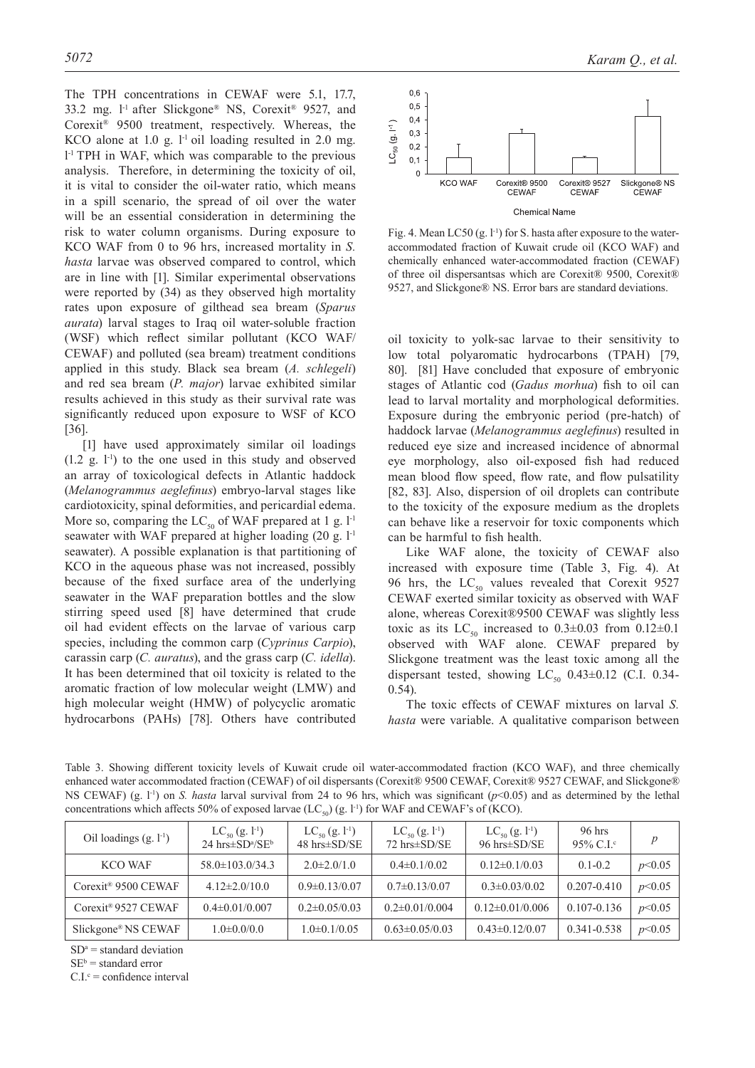The TPH concentrations in CEWAF were 5.1, 17.7, 33.2 mg. $l^{-1}$ after Slickgone® NS, Corexit® 9527, and Corexit® 9500 treatment, respectively. Whereas, the KCO alone at 1.0 g. $l^{-1}$ oil loading resulted in 2.0 mg. $l^{-1}$ TPH in WAF, which was comparable to the previous analysis. Therefore, in determining the toxicity of oil, it is vital to consider the oil-water ratio, which means in a spill scenario, the spread of oil over the water will be an essential consideration in determining the risk to water column organisms. During exposure to KCO WAF from 0 to 96 hrs, increased mortality in *S. hasta* larvae was observed compared to control, which are in line with [1]. Similar experimental observations were reported by (34) as they observed high mortality rates upon exposure of gilthead sea bream (*Sparus aurata*) larval stages to Iraq oil water-soluble fraction (WSF) which reflect similar pollutant (KCO WAF/CEWAF) and polluted (sea bream) treatment conditions applied in this study. Black sea bream (*A. schlegeli*) and red sea bream (*P. major*) larvae exhibited similar results achieved in this study as their survival rate was significantly reduced upon exposure to WSF of KCO [36].

[1] have used approximately similar oil loadings (1.2 g. $l^{-1}$) to the one used in this study and observed an array of toxicological defects in Atlantic haddock (*Melanogrammus aeglefinus*) embryo-larval stages like cardiotoxicity, spinal deformities, and pericardial edema. More so, comparing the $LC_{50}$ of WAF prepared at 1 g. $l^{-1}$ seawater with WAF prepared at higher loading (20 g. $l^{-1}$ seawater). A possible explanation is that partitioning of KCO in the aqueous phase was not increased, possibly because of the fixed surface area of the underlying seawater in the WAF preparation bottles and the slow stirring speed used [8] have determined that crude oil had evident effects on the larvae of various carp species, including the common carp (*Cyprinus Carpio*), carassin carp (*C. auratus*), and the grass carp (*C. idella*). It has been determined that oil toxicity is related to the aromatic fraction of low molecular weight (LMW) and high molecular weight (HMW) of polycyclic aromatic hydrocarbons (PAHs) [78]. Others have contributed oil toxicity to yolk-sac larvae to their sensitivity to low total polyaromatic hydrocarbons (TPAH) [79, 80]. [81] Have concluded that exposure of embryonic stages of Atlantic cod (*Gadus morhua*) fish to oil can lead to larval mortality and morphological deformities. Exposure during the embryonic period (pre-hatch) of haddock larvae (*Melanogrammus aeglefinus*) resulted in reduced eye size and increased incidence of abnormal eye morphology, also oil-exposed fish had reduced mean blood flow speed, flow rate, and flow pulsatility [82, 83]. Also, dispersion of oil droplets can contribute to the toxicity of the exposure medium as the droplets can behave like a reservoir for toxic components which can be harmful to fish health.

Fig. 4. Mean LC50 (g. $l^{-1}$) for S. hasta after exposure to the water-accommodated fraction of Kuwait crude oil (KCO WAF) and chemically enhanced water-accommodated fraction (CEWAF) of three oil dispersantsas which are Corexit® 9500, Corexit® 9527, and Slickgone® NS. Error bars are standard deviations.

Like WAF alone, the toxicity of CEWAF also increased with exposure time (Table 3, Fig. 4). At 96 hrs, the $LC_{50}$ values revealed that Corexit 9527 CEWAF exerted similar toxicity as observed with WAF alone, whereas Corexit®9500 CEWAF was slightly less toxic as its $LC_{50}$ increased to 0.3±0.03 from 0.12±0.1 observed with WAF alone. CEWAF prepared by Slickgone treatment was the least toxic among all the dispersant tested, showing $LC_{50}$ 0.43±0.12 (C.I. 0.34-0.54).

The toxic effects of CEWAF mixtures on larval *S. hasta* were variable. A qualitative comparison between

Table 3. Showing different toxicity levels of Kuwait crude oil water-accommodated fraction (KCO WAF), and three chemically enhanced water accommodated fraction (CEWAF) of oil dispersants (Corexit® 9500 CEWAF, Corexit® 9527 CEWAF, and Slickgone® NS CEWAF) (g. $l^{-1}$) on *S. hasta* larval survival from 24 to 96 hrs, which was significant ($p<0.05$) and as determined by the lethal concentrations which affects 50% of exposed larvae ($LC_{50}$) (g. $l^{-1}$) for WAF and CEWAF's of (KCO).

| Oil loadings (g. $l^{-1}$) | $LC_{50}$ (g. $l^{-1}$) 24 hrs±SD[a]/SE[b] | $LC_{50}$ (g. $l^{-1}$) 48 hrs±SD/SE | $LC_{50}$ (g. $l^{-1}$) 72 hrs±SD/SE | $LC_{50}$ (g. $l^{-1}$) 96 hrs±SD/SE | 96 hrs 95% C.I.[c] | *p* |
|---|---|---|---|---|---|---|
| KCO WAF | 58.0±103.0/34.3 | 2.0±2.0/1.0 | 0.4±0.1/0.02 | 0.12±0.1/0.03 | 0.1-0.2 | $p<0.05$ |
| Corexit® 9500 CEWAF | 4.12±2.0/10.0 | 0.9±0.13/0.07 | 0.7±0.13/0.07 | 0.3±0.03/0.02 | 0.207-0.410 | $p<0.05$ |
| Corexit® 9527 CEWAF | 0.4±0.01/0.007 | 0.2±0.05/0.03 | 0.2±0.01/0.004 | 0.12±0.01/0.006 | 0.107-0.136 | $p<0.05$ |
| Slickgone® NS CEWAF | 1.0±0.0/0.0 | 1.0±0.1/0.05 | 0.63±0.05/0.03 | 0.43±0.12/0.07 | 0.341-0.538 | $p<0.05$ |

SD[a] = standard deviation
SE[b] = standard error
C.I.[c] = confidence interval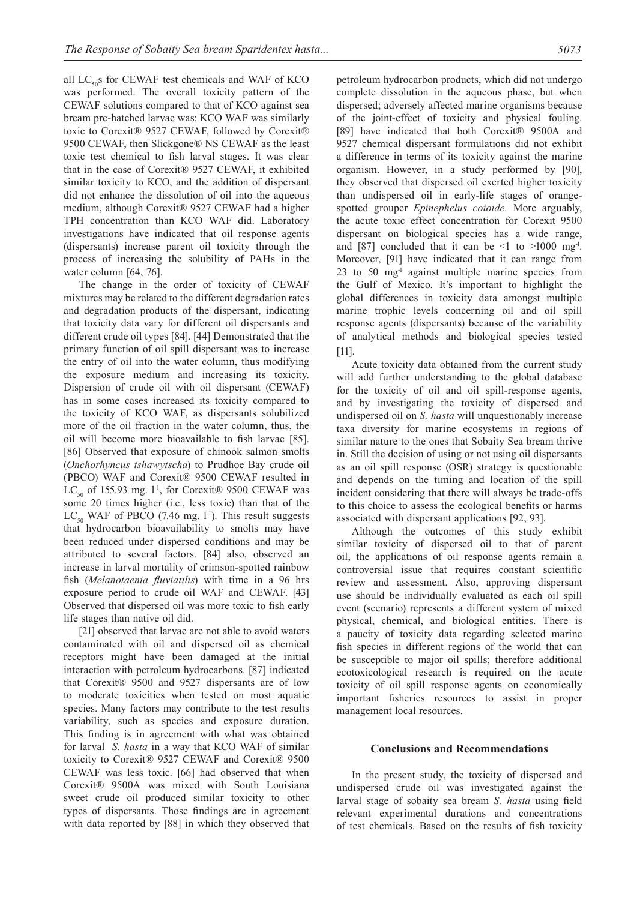all $LC_{50}$s for CEWAF test chemicals and WAF of KCO was performed. The overall toxicity pattern of the CEWAF solutions compared to that of KCO against sea bream pre-hatched larvae was: KCO WAF was similarly toxic to Corexit® 9527 CEWAF, followed by Corexit® 9500 CEWAF, then Slickgone® NS CEWAF as the least toxic test chemical to fish larval stages. It was clear that in the case of Corexit® 9527 CEWAF, it exhibited similar toxicity to KCO, and the addition of dispersant did not enhance the dissolution of oil into the aqueous medium, although Corexit® 9527 CEWAF had a higher TPH concentration than KCO WAF did. Laboratory investigations have indicated that oil response agents (dispersants) increase parent oil toxicity through the process of increasing the solubility of PAHs in the water column [64, 76].

The change in the order of toxicity of CEWAF mixtures may be related to the different degradation rates and degradation products of the dispersant, indicating that toxicity data vary for different oil dispersants and different crude oil types [84]. [44] Demonstrated that the primary function of oil spill dispersant was to increase the entry of oil into the water column, thus modifying the exposure medium and increasing its toxicity. Dispersion of crude oil with oil dispersant (CEWAF) has in some cases increased its toxicity compared to the toxicity of KCO WAF, as dispersants solubilized more of the oil fraction in the water column, thus, the oil will become more bioavailable to fish larvae [85]. [86] Observed that exposure of chinook salmon smolts (*Onchorhyncus tshawytscha*) to Prudhoe Bay crude oil (PBCO) WAF and Corexit® 9500 CEWAF resulted in $LC_{50}$ of 155.93 mg. $l^{-1}$, for Corexit® 9500 CEWAF was some 20 times higher (i.e., less toxic) than that of the $LC_{50}$ WAF of PBCO (7.46 mg. $l^{-1}$). This result suggests that hydrocarbon bioavailability to smolts may have been reduced under dispersed conditions and may be attributed to several factors. [84] also, observed an increase in larval mortality of crimson-spotted rainbow fish (*Melanotaenia fluviatilis*) with time in a 96 hrs exposure period to crude oil WAF and CEWAF. [43] Observed that dispersed oil was more toxic to fish early life stages than native oil did.

[21] observed that larvae are not able to avoid waters contaminated with oil and dispersed oil as chemical receptors might have been damaged at the initial interaction with petroleum hydrocarbons. [87] indicated that Corexit® 9500 and 9527 dispersants are of low to moderate toxicities when tested on most aquatic species. Many factors may contribute to the test results variability, such as species and exposure duration. This finding is in agreement with what was obtained for larval *S. hasta* in a way that KCO WAF of similar toxicity to Corexit® 9527 CEWAF and Corexit® 9500 CEWAF was less toxic. [66] had observed that when Corexit® 9500A was mixed with South Louisiana sweet crude oil produced similar toxicity to other types of dispersants. Those findings are in agreement with data reported by [88] in which they observed that petroleum hydrocarbon products, which did not undergo complete dissolution in the aqueous phase, but when dispersed; adversely affected marine organisms because of the joint-effect of toxicity and physical fouling. [89] have indicated that both Corexit® 9500A and 9527 chemical dispersant formulations did not exhibit a difference in terms of its toxicity against the marine organism. However, in a study performed by [90], they observed that dispersed oil exerted higher toxicity than undispersed oil in early-life stages of orange-spotted grouper *Epinephelus coioide.* More arguably, the acute toxic effect concentration for Corexit 9500 dispersant on biological species has a wide range, and [87] concluded that it can be <1 to >1000 $mg^{-1}$. Moreover, [91] have indicated that it can range from 23 to 50 $mg^{-1}$ against multiple marine species from the Gulf of Mexico. It's important to highlight the global differences in toxicity data amongst multiple marine trophic levels concerning oil and oil spill response agents (dispersants) because of the variability of analytical methods and biological species tested [11].

Acute toxicity data obtained from the current study will add further understanding to the global database for the toxicity of oil and oil spill-response agents, and by investigating the toxicity of dispersed and undispersed oil on *S. hasta* will unquestionably increase taxa diversity for marine ecosystems in regions of similar nature to the ones that Sobaity Sea bream thrive in. Still the decision of using or not using oil dispersants as an oil spill response (OSR) strategy is questionable and depends on the timing and location of the spill incident considering that there will always be trade-offs to this choice to assess the ecological benefits or harms associated with dispersant applications [92, 93].

Although the outcomes of this study exhibit similar toxicity of dispersed oil to that of parent oil, the applications of oil response agents remain a controversial issue that requires constant scientific review and assessment. Also, approving dispersant use should be individually evaluated as each oil spill event (scenario) represents a different system of mixed physical, chemical, and biological entities. There is a paucity of toxicity data regarding selected marine fish species in different regions of the world that can be susceptible to major oil spills; therefore additional ecotoxicological research is required on the acute toxicity of oil spill response agents on economically important fisheries resources to assist in proper management local resources.

## Conclusions and Recommendations

In the present study, the toxicity of dispersed and undispersed crude oil was investigated against the larval stage of sobaity sea bream *S. hasta* using field relevant experimental durations and concentrations of test chemicals. Based on the results of fish toxicity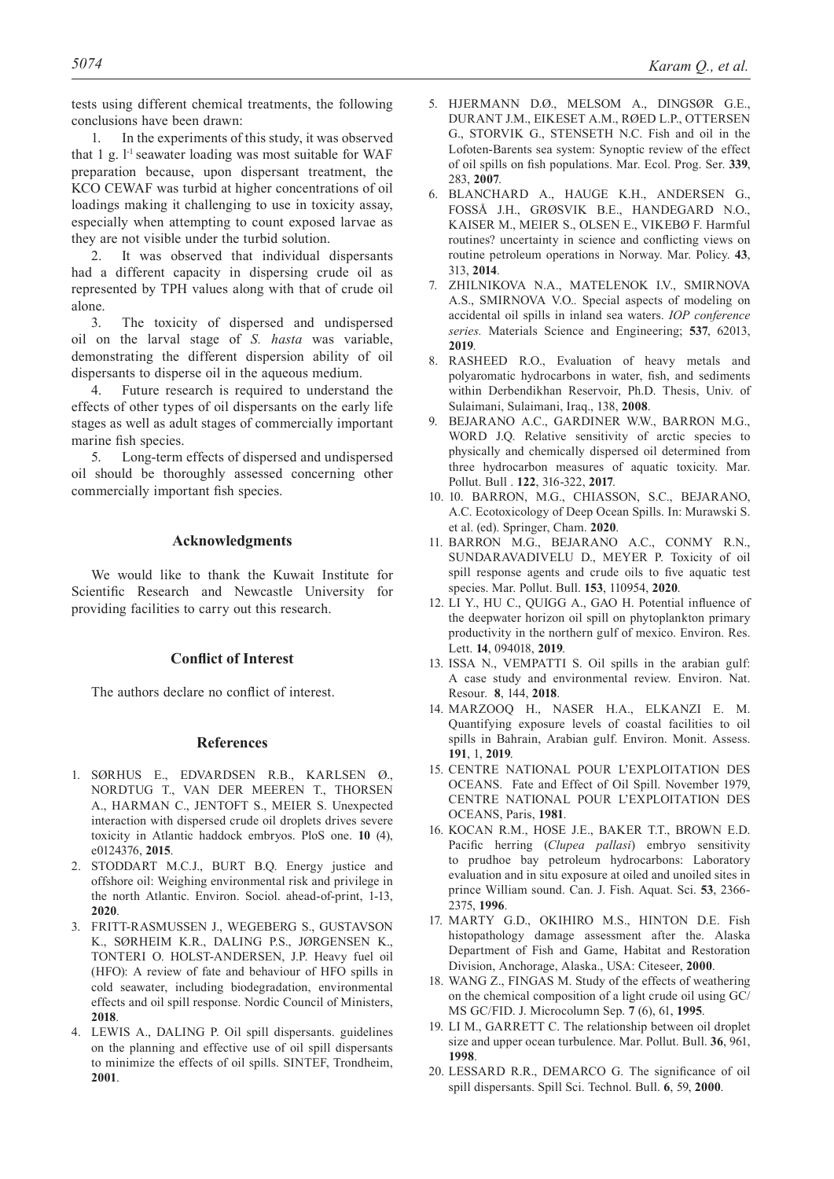tests using different chemical treatments, the following conclusions have been drawn:

1. In the experiments of this study, it was observed that 1 g. $l^{-1}$ seawater loading was most suitable for WAF preparation because, upon dispersant treatment, the KCO CEWAF was turbid at higher concentrations of oil loadings making it challenging to use in toxicity assay, especially when attempting to count exposed larvae as they are not visible under the turbid solution.

2. It was observed that individual dispersants had a different capacity in dispersing crude oil as represented by TPH values along with that of crude oil alone.

3. The toxicity of dispersed and undispersed oil on the larval stage of *S. hasta* was variable, demonstrating the different dispersion ability of oil dispersants to disperse oil in the aqueous medium.

4. Future research is required to understand the effects of other types of oil dispersants on the early life stages as well as adult stages of commercially important marine fish species.

5. Long-term effects of dispersed and undispersed oil should be thoroughly assessed concerning other commercially important fish species.

## Acknowledgments

We would like to thank the Kuwait Institute for Scientific Research and Newcastle University for providing facilities to carry out this research.

## Conflict of Interest

The authors declare no conflict of interest.

## References

1. SØRHUS E., EDVARDSEN R.B., KARLSEN Ø., NORDTUG T., VAN DER MEEREN T., THORSEN A., HARMAN C., JENTOFT S., MEIER S. Unexpected interaction with dispersed crude oil droplets drives severe toxicity in Atlantic haddock embryos. PloS one. **10** (4), e0124376, **2015**.
2. STODDART M.C.J., BURT B.Q. Energy justice and offshore oil: Weighing environmental risk and privilege in the north Atlantic. Environ. Sociol. ahead-of-print, 1-13, **2020**.
3. FRITT-RASMUSSEN J., WEGEBERG S., GUSTAVSON K., SØRHEIM K.R., DALING P.S., JØRGENSEN K., TONTERI O. HOLST-ANDERSEN, J.P. Heavy fuel oil (HFO): A review of fate and behaviour of HFO spills in cold seawater, including biodegradation, environmental effects and oil spill response. Nordic Council of Ministers, **2018**.
4. LEWIS A., DALING P. Oil spill dispersants. guidelines on the planning and effective use of oil spill dispersants to minimize the effects of oil spills. SINTEF, Trondheim, **2001**.
5. HJERMANN D.Ø., MELSOM A., DINGSØR G.E., DURANT J.M., EIKESET A.M., RØED L.P., OTTERSEN G., STORVIK G., STENSETH N.C. Fish and oil in the Lofoten-Barents sea system: Synoptic review of the effect of oil spills on fish populations. Mar. Ecol. Prog. Ser. **339**, 283, **2007**.
6. BLANCHARD A., HAUGE K.H., ANDERSEN G., FOSSÅ J.H., GRØSVIK B.E., HANDEGARD N.O., KAISER M., MEIER S., OLSEN E., VIKEBØ F. Harmful routines? uncertainty in science and conflicting views on routine petroleum operations in Norway. Mar. Policy. **43**, 313, **2014**.
7. ZHILNIKOVA N.A., MATELENOK I.V., SMIRNOVA A.S., SMIRNOVA V.O.. Special aspects of modeling on accidental oil spills in inland sea waters. *IOP conference series.* Materials Science and Engineering; **537**, 62013, **2019**.
8. RASHEED R.O., Evaluation of heavy metals and polyaromatic hydrocarbons in water, fish, and sediments within Derbendikhan Reservoir, Ph.D. Thesis, Univ. of Sulaimani, Sulaimani, Iraq., 138, **2008**.
9. BEJARANO A.C., GARDINER W.W., BARRON M.G., WORD J.Q. Relative sensitivity of arctic species to physically and chemically dispersed oil determined from three hydrocarbon measures of aquatic toxicity. Mar. Pollut. Bull . **122**, 316-322, **2017**.
10. 10. BARRON, M.G., CHIASSON, S.C., BEJARANO, A.C. Ecotoxicology of Deep Ocean Spills. In: Murawski S. et al. (ed). Springer, Cham. **2020**.
11. BARRON M.G., BEJARANO A.C., CONMY R.N., SUNDARAVADIVELU D., MEYER P. Toxicity of oil spill response agents and crude oils to five aquatic test species. Mar. Pollut. Bull. **153**, 110954, **2020**.
12. LI Y., HU C., QUIGG A., GAO H. Potential influence of the deepwater horizon oil spill on phytoplankton primary productivity in the northern gulf of mexico. Environ. Res. Lett. **14**, 094018, **2019**.
13. ISSA N., VEMPATTI S. Oil spills in the arabian gulf: A case study and environmental review. Environ. Nat. Resour. **8**, 144, **2018**.
14. MARZOOQ H., NASER H.A., ELKANZI E. M. Quantifying exposure levels of coastal facilities to oil spills in Bahrain, Arabian gulf. Environ. Monit. Assess. **191**, 1, **2019**.
15. CENTRE NATIONAL POUR L'EXPLOITATION DES OCEANS. Fate and Effect of Oil Spill. November 1979, CENTRE NATIONAL POUR L'EXPLOITATION DES OCEANS, Paris, **1981**.
16. KOCAN R.M., HOSE J.E., BAKER T.T., BROWN E.D. Pacific herring (*Clupea pallasi*) embryo sensitivity to prudhoe bay petroleum hydrocarbons: Laboratory evaluation and in situ exposure at oiled and unoiled sites in prince William sound. Can. J. Fish. Aquat. Sci. **53**, 2366-2375, **1996**.
17. MARTY G.D., OKIHIRO M.S., HINTON D.E. Fish histopathology damage assessment after the. Alaska Department of Fish and Game, Habitat and Restoration Division, Anchorage, Alaska., USA: Citeseer, **2000**.
18. WANG Z., FINGAS M. Study of the effects of weathering on the chemical composition of a light crude oil using GC/MS GC/FID. J. Microcolumn Sep. **7** (6), 61, **1995**.
19. LI M., GARRETT C. The relationship between oil droplet size and upper ocean turbulence. Mar. Pollut. Bull. **36**, 961, **1998**.
20. LESSARD R.R., DEMARCO G. The significance of oil spill dispersants. Spill Sci. Technol. Bull. **6**, 59, **2000**.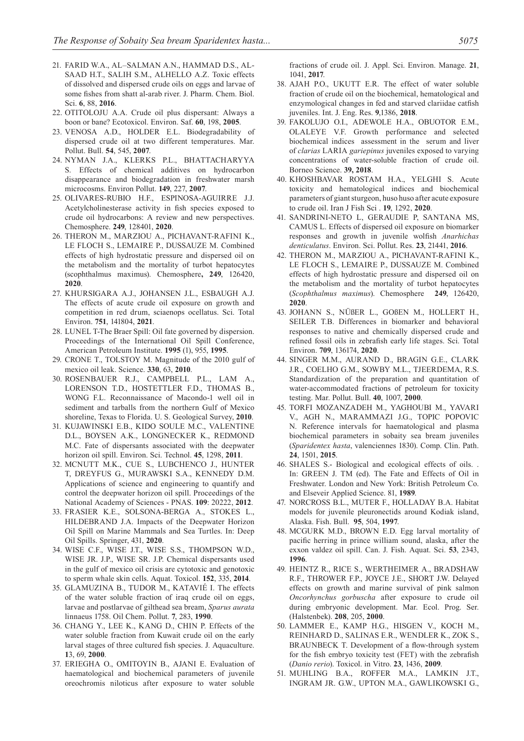21. FARID W.A., AL–SALMAN A.N., HAMMAD D.S., AL-SAAD H.T., SALIH S.M., ALHELLO A.Z. Toxic effects of dissolved and dispersed crude oils on eggs and larvae of some fishes from shatt al-arab river. J. Pharm. Chem. Biol. Sci. **6**, 88, **2016**.
22. OTITOLOJU A.A. Crude oil plus dispersant: Always a boon or bane? Ecotoxicol. Environ. Saf. **60**, 198, **2005**.
23. VENOSA A.D., HOLDER E.L. Biodegradability of dispersed crude oil at two different temperatures. Mar. Pollut. Bull. **54**, 545, **2007**.
24. NYMAN J.A., KLERKS P.L., BHATTACHARYYA S. Effects of chemical additives on hydrocarbon disappearance and biodegradation in freshwater marsh microcosms. Environ Pollut. **149**, 227, **2007**.
25. OLIVARES-RUBIO H.F., ESPINOSA-AGUIRRE J.J. Acetylcholinesterase activity in fish species exposed to crude oil hydrocarbons: A review and new perspectives. Chemosphere. **249**, 128401, **2020**.
26. THERON M., MARZIOU A., PICHAVANT-RAFINI K., LE FLOCH S., LEMAIRE P., DUSSAUZE M. Combined effects of high hydrostatic pressure and dispersed oil on the metabolism and the mortality of turbot hepatocytes (scophthalmus maximus). Chemosphere**, 249**, 126420, **2020**.
27. KHURSIGARA A.J., JOHANSEN J.L., ESBAUGH A.J. The effects of acute crude oil exposure on growth and competition in red drum, sciaenops ocellatus. Sci. Total Environ. **751**, 141804, **2021**.
28. LUNEL T-The Braer Spill: Oil fate governed by dispersion. Proceedings of the International Oil Spill Conference, American Petroleum Institute. **1995** (1), 955, **1995**.
29. CRONE T., TOLSTOY M. Magnitude of the 2010 gulf of mexico oil leak. Science. **330**, 63, **2010**.
30. ROSENBAUER R.J., CAMPBELL P.L., LAM A., LORENSON T.D., HOSTETTLER F.D., THOMAS B., WONG F.L. Reconnaissance of Macondo-1 well oil in sediment and tarballs from the northern Gulf of Mexico shoreline, Texas to Florida. U. S. Geological Survey, **2010**.
31. KUJAWINSKI E.B., KIDO SOULE M.C., VALENTINE D.L., BOYSEN A.K., LONGNECKER K., REDMOND M.C. Fate of dispersants associated with the deepwater horizon oil spill. Environ. Sci. Technol. **45**, 1298, **2011**.
32. MCNUTT M.K., CUE S., LUBCHENCO J., HUNTER T, DREYFUS G., MURAWSKI S.A., KENNEDY D.M. Applications of science and engineering to quantify and control the deepwater horizon oil spill. Proceedings of the National Academy of Sciences - PNAS. **109**: 20222, **2012**.
33. FRASIER K.E., SOLSONA-BERGA A., STOKES L., HILDEBRAND J.A. Impacts of the Deepwater Horizon Oil Spill on Marine Mammals and Sea Turtles. In: Deep Oil Spills. Springer, 431, **2020**.
34. WISE C.F., WISE J.T., WISE S.S., THOMPSON W.D., WISE JR. J.P., WISE SR. J.P. Chemical dispersants used in the gulf of mexico oil crisis are cytotoxic and genotoxic to sperm whale skin cells. Aquat. Toxicol. **152**, 335, **2014**.
35. GLAMUZINA B., TUDOR M., KATAVIÉ I. The effects of the water soluble fraction of iraq crude oil on eggs, larvae and postlarvae of gilthead sea bream, *Sparus aurata* linnaeus 1758. Oil Chem. Pollut. **7**, 283, **1990**.
36. CHANG Y., LEE K., KANG D., CHIN P. Effects of the water soluble fraction from Kuwait crude oil on the early larval stages of three cultured fish species. J. Aquaculture. **1**3, 69, **2000**.
37. ERIEGHA O., OMITOYIN B., AJANI E. Evaluation of haematological and biochemical parameters of juvenile oreochromis niloticus after exposure to water soluble fractions of crude oil. J. Appl. Sci. Environ. Manage. **21**, 1041, **2017**.
38. AJAH P.O., UKUTT E.R. The effect of water soluble fraction of crude oil on the biochemical, hematological and enzymological changes in fed and starved clariidae catfish juveniles. Int. J. Eng. Res. **9**,1386, **2018**.
39. FAKOLUJO O.I., ADEWOLE H.A., OBUOTOR E.M., OLALEYE V.F. Growth performance and selected biochemical indices assessment in the serum and liver of *clarias* LARIA *gariepinus* juveniles exposed to varying concentrations of water-soluble fraction of crude oil. Borneo Science. **39, 2018**.
40. KHOSHBAVAR ROSTAM H.A., YELGHI S. Acute toxicity and hematological indices and biochemical parameters of giant sturgeon, huso huso after acute exposure to crude oil. Iran J Fish Sci . **19**, 1292, **2020**.
41. SANDRINI-NETO L, GERAUDIE P, SANTANA MS, CAMUS L. Effects of dispersed oil exposure on biomarker responses and growth in juvenile wolfish *Anarhichas denticulatus*. Environ. Sci. Pollut. Res. **23**, 21441, **2016**.
42. THERON M., MARZIOU A., PICHAVANT-RAFINI K., LE FLOCH S., LEMAIRE P., DUSSAUZE M. Combined effects of high hydrostatic pressure and dispersed oil on the metabolism and the mortality of turbot hepatocytes (*Scophthalmus maximus*). Chemosphere **249**, 126420, **2020**.
43. JOHANN S., NÜßER L., GOßEN M., HOLLERT H., SEILER T.B. Differences in biomarker and behavioral responses to native and chemically dispersed crude and refined fossil oils in zebrafish early life stages. Sci. Total Environ. **709**, 136174, **2020**.
44. SINGER M.M., AURAND D., BRAGIN G.E., CLARK J.R., COELHO G.M., SOWBY M.L., TJEERDEMA, R.S. Standardization of the preparation and quantitation of water-accommodated fractions of petroleum for toxicity testing. Mar. Pollut. Bull. **40**, 1007, **2000**.
45. TORFI MOZANZADEH M., YAGHOUBI M., YAVARI V., AGH N., MARAMMAZI J.G., TOPIC POPOVIC N. Reference intervals for haematological and plasma biochemical parameters in sobaity sea bream juveniles (*Sparidentex hasta*, valenciennes 1830). Comp. Clin. Path. **24**, 1501, **2015**.
46. SHALES S.- Biological and ecological effects of oils. . In: GREEN J. TM (ed). The Fate and Effects of Oil in Freshwater. London and New York: British Petroleum Co. and Elseveir Applied Science. 81, **1989**.
47. NORCROSS B.L., MUTER F., HOLLADAY B.A. Habitat models for juvenile pleuronectids around Kodiak island, Alaska. Fish. Bull. **95**, 504, **1997**.
48. MCGURK M.D., BROWN E.D. Egg larval mortality of pacific herring in prince william sound, alaska, after the exxon valdez oil spill. Can. J. Fish. Aquat. Sci. **53**, 2343, **1996**.
49. HEINTZ R., RICE S., WERTHEIMER A., BRADSHAW R.F., THROWER F.P., JOYCE J.E., SHORT J.W. Delayed effects on growth and marine survival of pink salmon *Oncorhynchus gorbuscha* after exposure to crude oil during embryonic development. Mar. Ecol. Prog. Ser. (Halstenbek). **208**, 205, **2000**.
50. LAMMER E., KAMP H.G., HISGEN V., KOCH M., REINHARD D., SALINAS E.R., WENDLER K., ZOK S., BRAUNBECK T. Development of a flow-through system for the fish embryo toxicity test (FET) with the zebrafish (*Danio rerio*). Toxicol. in Vitro. **23**, 1436, **2009**.
51. MUHLING B.A., ROFFER M.A., LAMKIN J.T., INGRAM JR. G.W., UPTON M.A., GAWLIKOWSKI G.,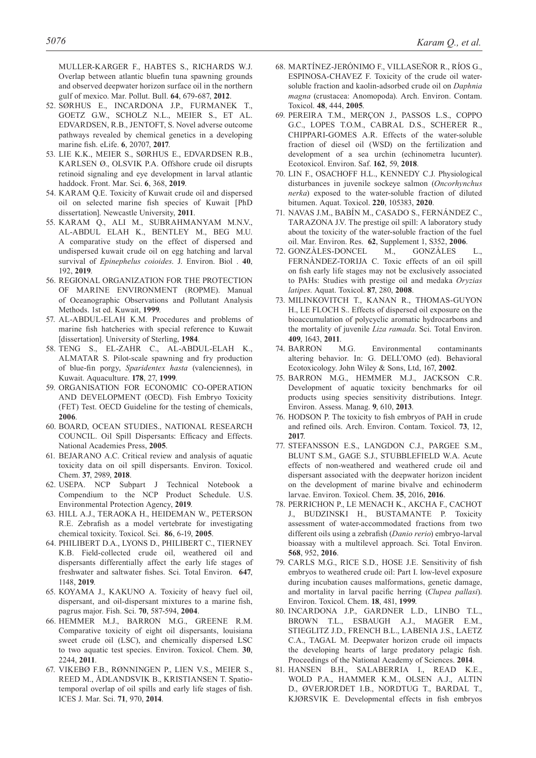MULLER-KARGER F., HABTES S., RICHARDS W.J. Overlap between atlantic bluefin tuna spawning grounds and observed deepwater horizon surface oil in the northern gulf of mexico. Mar. Pollut. Bull. **64**, 679-687, **2012**.

52. SØRHUS E., INCARDONA J.P., FURMANEK T., GOETZ G.W., SCHOLZ N.L., MEIER S., ET AL. EDVARDSEN, R.B., JENTOFT, S. Novel adverse outcome pathways revealed by chemical genetics in a developing marine fish. eLife. **6**, 20707, **2017**.
53. LIE K.K., MEIER S., SØRHUS E., EDVARDSEN R.B., KARLSEN Ø., OLSVIK P.A. Offshore crude oil disrupts retinoid signaling and eye development in larval atlantic haddock. Front. Mar. Sci. **6**, 368, **2019**.
54. KARAM Q.E. Toxicity of Kuwait crude oil and dispersed oil on selected marine fish species of Kuwait [PhD dissertation]. Newcastle University, **2011**.
55. KARAM Q., ALI M., SUBRAHMANYAM M.N.V., AL-ABDUL ELAH K., BENTLEY M., BEG M.U. A comparative study on the effect of dispersed and undispersed kuwait crude oil on egg hatching and larval survival of *Epinephelus coioides*. J. Environ. Biol . **40**, 192, **2019**.
56. REGIONAL ORGANIZATION FOR THE PROTECTION OF MARINE ENVIRONMENT (ROPME). Manual of Oceanographic Observations and Pollutant Analysis Methods. 1st ed. Kuwait, **1999**.
57. AL-ABDUL-ELAH K.M. Procedures and problems of marine fish hatcheries with special reference to Kuwait [dissertation]. University of Sterling, **1984**.
58. TENG S., EL-ZAHR C., AL-ABDUL-ELAH K., ALMATAR S. Pilot-scale spawning and fry production of blue-fin porgy, *Sparidentex hasta* (valenciennes), in Kuwait. Aquaculture. **178**, 27, **1999**.
59. ORGANISATION FOR ECONOMIC CO-OPERATION AND DEVELOPMENT (OECD). Fish Embryo Toxicity (FET) Test. OECD Guideline for the testing of chemicals, **2006**.
60. BOARD, OCEAN STUDIES., NATIONAL RESEARCH COUNCIL. Oil Spill Dispersants: Efficacy and Effects. National Academies Press, **2005**.
61. BEJARANO A.C. Critical review and analysis of aquatic toxicity data on oil spill dispersants. Environ. Toxicol. Chem. **37**, 2989, **2018**.
62. USEPA. NCP Subpart J Technical Notebook a Compendium to the NCP Product Schedule. U.S. Environmental Protection Agency, **2019**.
63. HILL A.J., TERAOKA H., HEIDEMAN W., PETERSON R.E. Zebrafish as a model vertebrate for investigating chemical toxicity. Toxicol. Sci. **86**, 6-19, **2005**.
64. PHILIBERT D.A., LYONS D., PHILIBERT C., TIERNEY K.B. Field-collected crude oil, weathered oil and dispersants differentially affect the early life stages of freshwater and saltwater fishes. Sci. Total Environ. **647**, 1148, **2019**.
65. KOYAMA J., KAKUNO A. Toxicity of heavy fuel oil, dispersant, and oil-dispersant mixtures to a marine fish, pagrus major. Fish. Sci. **70**, 587-594, **2004**.
66. HEMMER M.J., BARRON M.G., GREENE R.M. Comparative toxicity of eight oil dispersants, louisiana sweet crude oil (LSC), and chemically dispersed LSC to two aquatic test species. Environ. Toxicol. Chem. **30**, 2244, **2011**.
67. VIKEBØ F.B., RØNNINGEN P., LIEN V.S., MEIER S., REED M., ÅDLANDSVIK B., KRISTIANSEN T. Spatio-temporal overlap of oil spills and early life stages of fish. ICES J. Mar. Sci. **71**, 970, **2014**.
68. MARTÍNEZ-JERÓNIMO F., VILLASEÑOR R., RÍOS G., ESPINOSA-CHAVEZ F. Toxicity of the crude oil water-soluble fraction and kaolin-adsorbed crude oil on *Daphnia magna* (crustacea: Anomopoda). Arch. Environ. Contam. Toxicol. **48**, 444, **2005**.
69. PEREIRA T.M., MERÇON J., PASSOS L.S., COPPO G.C., LOPES T.O.M., CABRAL D.S., SCHERER R., CHIPPARI-GOMES A.R. Effects of the water-soluble fraction of diesel oil (WSD) on the fertilization and development of a sea urchin (echinometra lucunter). Ecotoxicol. Environ. Saf. **162**, 59, **2018**.
70. LIN F., OSACHOFF H.L., KENNEDY C.J. Physiological disturbances in juvenile sockeye salmon (*Oncorhynchus nerka*) exposed to the water-soluble fraction of diluted bitumen. Aquat. Toxicol. **220**, 105383, **2020**.
71. NAVAS J.M., BABÍN M., CASADO S., FERNÁNDEZ C., TARAZONA J.V. The prestige oil spill: A laboratory study about the toxicity of the water-soluble fraction of the fuel oil. Mar. Environ. Res. **62**, Supplement 1, S352, **2006**.
72. GONZÀLES-DONCEL M., GONZÀLES L., FERNÀNDEZ-TORIJA C. Toxic effects of an oil spill on fish early life stages may not be exclusively associated to PAHs: Studies with prestige oil and medaka *Oryzias latipes*. Aquat. Toxicol. **87**, 280, **2008**.
73. MILINKOVITCH T., KANAN R., THOMAS-GUYON H., LE FLOCH S.. Effects of dispersed oil exposure on the bioaccumulation of polycyclic aromatic hydrocarbons and the mortality of juvenile *Liza ramada*. Sci. Total Environ. **409**, 1643, **2011**.
74. BARRON M.G. Environmental contaminants altering behavior. In: G. DELL'OMO (ed). Behavioral Ecotoxicology. John Wiley & Sons, Ltd, 167, **2002**.
75. BARRON M.G., HEMMER M.J., JACKSON C.R. Development of aquatic toxicity benchmarks for oil products using species sensitivity distributions. Integr. Environ. Assess. Manag. **9**, 610, **2013**.
76. HODSON P. The toxicity to fish embryos of PAH in crude and refined oils. Arch. Environ. Contam. Toxicol. **73**, 12, **2017**.
77. STEFANSSON E.S., LANGDON C.J., PARGEE S.M., BLUNT S.M., GAGE S.J., STUBBLEFIELD W.A. Acute effects of non-weathered and weathered crude oil and dispersant associated with the deepwater horizon incident on the development of marine bivalve and echinoderm larvae. Environ. Toxicol. Chem. **35**, 2016, **2016**.
78. PERRICHON P., LE MENACH K., AKCHA F., CACHOT J., BUDZINSKI H., BUSTAMANTE P. Toxicity assessment of water-accommodated fractions from two different oils using a zebrafish (*Danio rerio*) embryo-larval bioassay with a multilevel approach. Sci. Total Environ. **568**, 952, **2016**.
79. CARLS M.G., RICE S.D., HOSE J.E. Sensitivity of fish embryos to weathered crude oil: Part I. low-level exposure during incubation causes malformations, genetic damage, and mortality in larval pacific herring (*Clupea pallasi*). Environ. Toxicol. Chem. **18**, 481, **1999**.
80. INCARDONA J.P., GARDNER L.D., LINBO T.L., BROWN T.L., ESBAUGH A.J., MAGER E.M., STIEGLITZ J.D., FRENCH B.L., LABENIA J.S., LAETZ C.A., TAGAL M. Deepwater horizon crude oil impacts the developing hearts of large predatory pelagic fish. Proceedings of the National Academy of Sciences. **2014**.
81. HANSEN B.H., SALABERRIA I., READ K.E., WOLD P.A., HAMMER K.M., OLSEN A.J., ALTIN D., ØVERJORDET I.B., NORDTUG T., BARDAL T., KJØRSVIK E. Developmental effects in fish embryos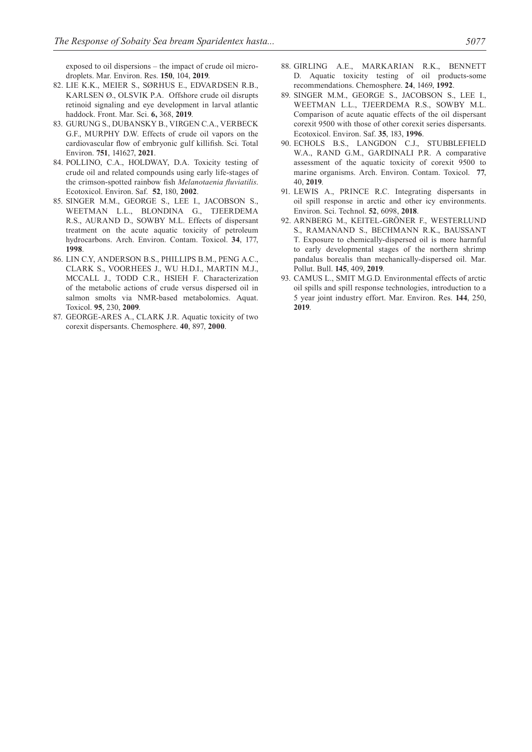exposed to oil dispersions – the impact of crude oil micro-droplets. Mar. Environ. Res. **150**, 104, **2019**.

82. LIE K.K., MEIER S., SØRHUS E., EDVARDSEN R.B., KARLSEN Ø., OLSVIK P.A. Offshore crude oil disrupts retinoid signaling and eye development in larval atlantic haddock. Front. Mar. Sci. **6,** 368, **2019**.
83. GURUNG S., DUBANSKY B., VIRGEN C.A., VERBECK G.F., MURPHY D.W. Effects of crude oil vapors on the cardiovascular flow of embryonic gulf killifish. Sci. Total Environ. **751**, 141627, **2021**.
84. POLLINO, C.A., HOLDWAY, D.A. Toxicity testing of crude oil and related compounds using early life-stages of the crimson-spotted rainbow fish *Melanotaenia fluviatilis*. Ecotoxicol. Environ. Saf. **52**, 180, **2002**.
85. SINGER M.M., GEORGE S., LEE I., JACOBSON S., WEETMAN L.L., BLONDINA G., TJEERDEMA R.S., AURAND D., SOWBY M.L. Effects of dispersant treatment on the acute aquatic toxicity of petroleum hydrocarbons. Arch. Environ. Contam. Toxicol. **34**, 177, **1998**.
86. LIN C.Y, ANDERSON B.S., PHILLIPS B.M., PENG A.C., CLARK S., VOORHEES J., WU H.D.I., MARTIN M.J., MCCALL J., TODD C.R., HSIEH F. Characterization of the metabolic actions of crude versus dispersed oil in salmon smolts via NMR-based metabolomics. Aquat. Toxicol. **95**, 230, **2009**.
87. GEORGE-ARES A., CLARK J.R. Aquatic toxicity of two corexit dispersants. Chemosphere. **40**, 897, **2000**.
88. GIRLING A.E., MARKARIAN R.K., BENNETT D. Aquatic toxicity testing of oil products-some recommendations. Chemosphere. **24**, 1469, **1992**.
89. SINGER M.M., GEORGE S., JACOBSON S., LEE I., WEETMAN L.L., TJEERDEMA R.S., SOWBY M.L. Comparison of acute aquatic effects of the oil dispersant corexit 9500 with those of other corexit series dispersants. Ecotoxicol. Environ. Saf. **35**, 183, **1996**.
90. ECHOLS B.S., LANGDON C.J., STUBBLEFIELD W.A., RAND G.M., GARDINALI P.R. A comparative assessment of the aquatic toxicity of corexit 9500 to marine organisms. Arch. Environ. Contam. Toxicol. **77**, 40, **2019**.
91. LEWIS A., PRINCE R.C. Integrating dispersants in oil spill response in arctic and other icy environments. Environ. Sci. Technol. **52**, 6098, **2018**.
92. ARNBERG M., KEITEL-GRÖNER F., WESTERLUND S., RAMANAND S., BECHMANN R.K., BAUSSANT T. Exposure to chemically-dispersed oil is more harmful to early developmental stages of the northern shrimp pandalus borealis than mechanically-dispersed oil. Mar. Pollut. Bull. **145**, 409, **2019**.
93. CAMUS L., SMIT M.G.D. Environmental effects of arctic oil spills and spill response technologies, introduction to a 5 year joint industry effort. Mar. Environ. Res. **144**, 250, **2019**.